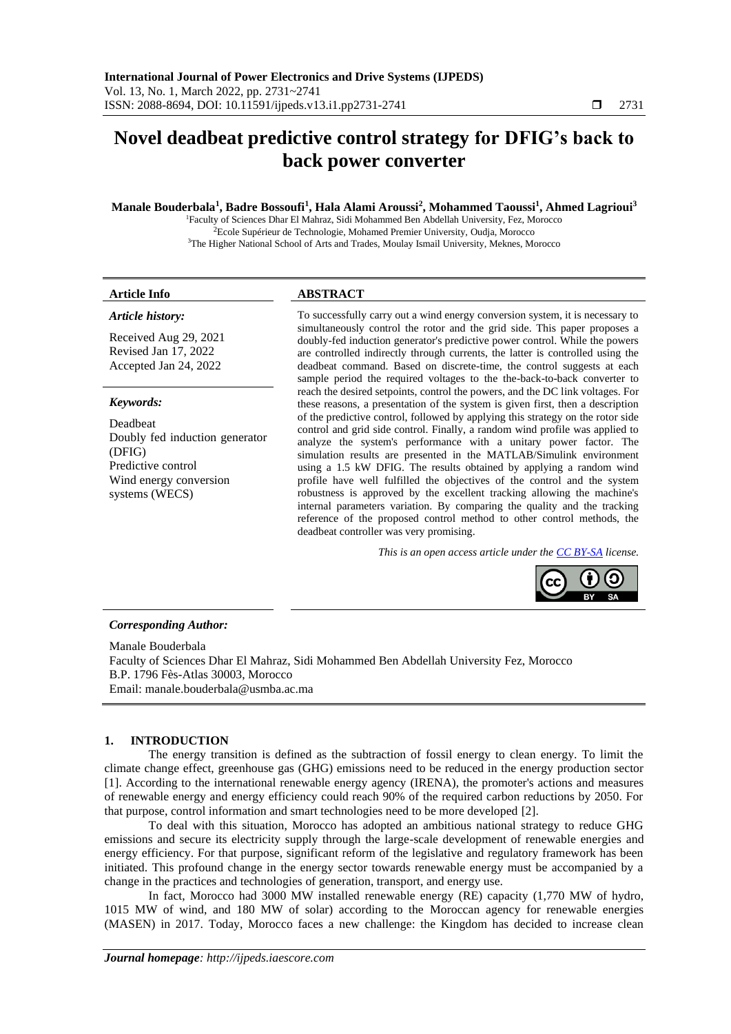# Novel deadbeat predictive control strategy for DFIG's back to back power converter

**Manale Bouderbala[1], Badre Bossoufi[1], Hala Alami Aroussi[2], Mohammed Taoussi[1], Ahmed Lagrioui[3]**

[1]Faculty of Sciences Dhar El Mahraz, Sidi Mohammed Ben Abdellah University, Fez, Morocco
[2]Ecole Supérieur de Technologie, Mohamed Premier University, Oudja, Morocco
[3]The Higher National School of Arts and Trades, Moulay Ismail University, Meknes, Morocco

**Article Info**

*Article history:*

Received Aug 29, 2021
Revised Jan 17, 2022
Accepted Jan 24, 2022

*Keywords:*

Deadbeat
Doubly fed induction generator (DFIG)
Predictive control
Wind energy conversion systems (WECS)

**ABSTRACT**

To successfully carry out a wind energy conversion system, it is necessary to simultaneously control the rotor and the grid side. This paper proposes a doubly-fed induction generator's predictive power control. While the powers are controlled indirectly through currents, the latter is controlled using the deadbeat command. Based on discrete-time, the control suggests at each sample period the required voltages to the the-back-to-back converter to reach the desired setpoints, control the powers, and the DC link voltages. For these reasons, a presentation of the system is given first, then a description of the predictive control, followed by applying this strategy on the rotor side control and grid side control. Finally, a random wind profile was applied to analyze the system's performance with a unitary power factor. The simulation results are presented in the MATLAB/Simulink environment using a 1.5 kW DFIG. The results obtained by applying a random wind profile have well fulfilled the objectives of the control and the system robustness is approved by the excellent tracking allowing the machine's internal parameters variation. By comparing the quality and the tracking reference of the proposed control method to other control methods, the deadbeat controller was very promising.

*This is an open access article under the CC BY-SA license.*

***Corresponding Author:***

Manale Bouderbala
Faculty of Sciences Dhar El Mahraz, Sidi Mohammed Ben Abdellah University Fez, Morocco
B.P. 1796 Fès-Atlas 30003, Morocco
Email: manale.bouderbala@usmba.ac.ma

## 1. INTRODUCTION

The energy transition is defined as the subtraction of fossil energy to clean energy. To limit the climate change effect, greenhouse gas (GHG) emissions need to be reduced in the energy production sector [1]. According to the international renewable energy agency (IRENA), the promoter's actions and measures of renewable energy and energy efficiency could reach 90% of the required carbon reductions by 2050. For that purpose, control information and smart technologies need to be more developed [2].

To deal with this situation, Morocco has adopted an ambitious national strategy to reduce GHG emissions and secure its electricity supply through the large-scale development of renewable energies and energy efficiency. For that purpose, significant reform of the legislative and regulatory framework has been initiated. This profound change in the energy sector towards renewable energy must be accompanied by a change in the practices and technologies of generation, transport, and energy use.

In fact, Morocco had 3000 MW installed renewable energy (RE) capacity (1,770 MW of hydro, 1015 MW of wind, and 180 MW of solar) according to the Moroccan agency for renewable energies (MASEN) in 2017. Today, Morocco faces a new challenge: the Kingdom has decided to increase clean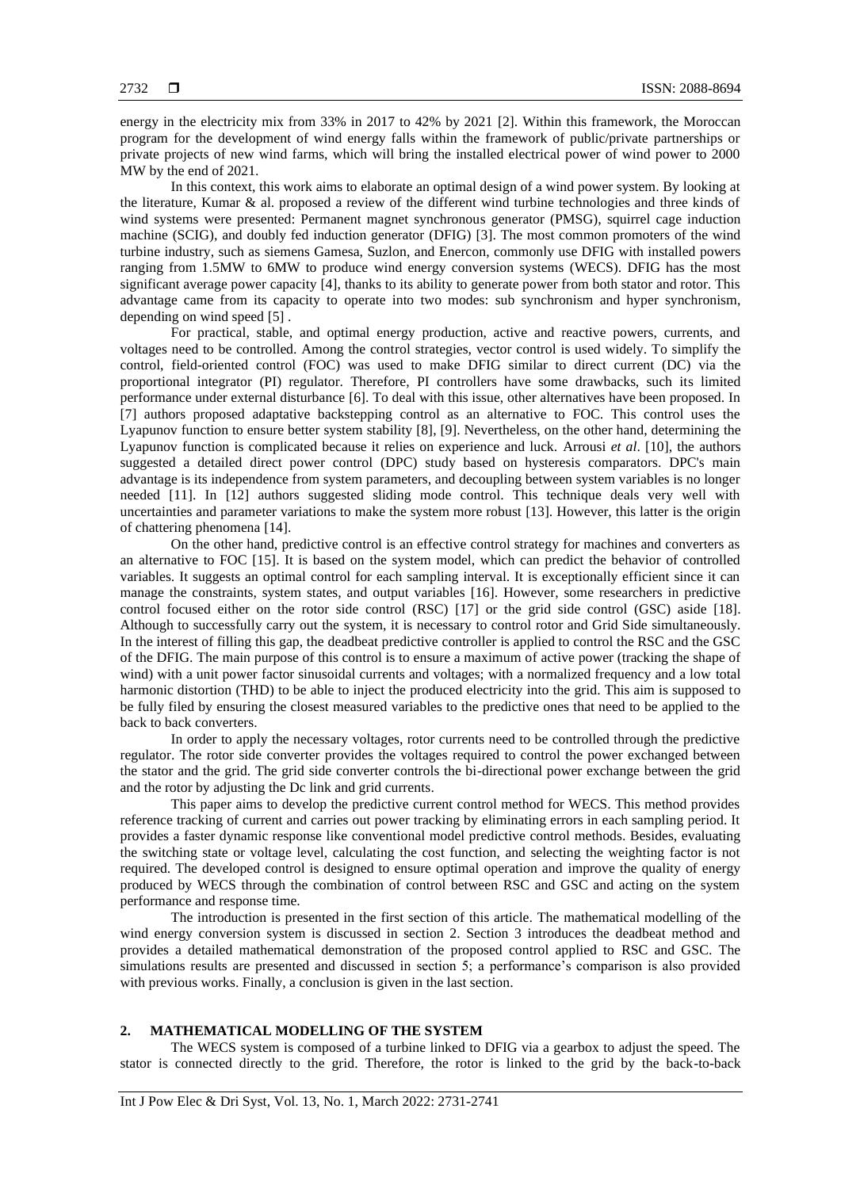energy in the electricity mix from 33% in 2017 to 42% by 2021 [2]. Within this framework, the Moroccan program for the development of wind energy falls within the framework of public/private partnerships or private projects of new wind farms, which will bring the installed electrical power of wind power to 2000 MW by the end of 2021.

In this context, this work aims to elaborate an optimal design of a wind power system. By looking at the literature, Kumar & al. proposed a review of the different wind turbine technologies and three kinds of wind systems were presented: Permanent magnet synchronous generator (PMSG), squirrel cage induction machine (SCIG), and doubly fed induction generator (DFIG) [3]. The most common promoters of the wind turbine industry, such as siemens Gamesa, Suzlon, and Enercon, commonly use DFIG with installed powers ranging from 1.5MW to 6MW to produce wind energy conversion systems (WECS). DFIG has the most significant average power capacity [4], thanks to its ability to generate power from both stator and rotor. This advantage came from its capacity to operate into two modes: sub synchronism and hyper synchronism, depending on wind speed [5] .

For practical, stable, and optimal energy production, active and reactive powers, currents, and voltages need to be controlled. Among the control strategies, vector control is used widely. To simplify the control, field-oriented control (FOC) was used to make DFIG similar to direct current (DC) via the proportional integrator (PI) regulator. Therefore, PI controllers have some drawbacks, such its limited performance under external disturbance [6]. To deal with this issue, other alternatives have been proposed. In [7] authors proposed adaptative backstepping control as an alternative to FOC. This control uses the Lyapunov function to ensure better system stability [8], [9]. Nevertheless, on the other hand, determining the Lyapunov function is complicated because it relies on experience and luck. Arrousi *et al*. [10], the authors suggested a detailed direct power control (DPC) study based on hysteresis comparators. DPC's main advantage is its independence from system parameters, and decoupling between system variables is no longer needed [11]. In [12] authors suggested sliding mode control. This technique deals very well with uncertainties and parameter variations to make the system more robust [13]. However, this latter is the origin of chattering phenomena [14].

On the other hand, predictive control is an effective control strategy for machines and converters as an alternative to FOC [15]. It is based on the system model, which can predict the behavior of controlled variables. It suggests an optimal control for each sampling interval. It is exceptionally efficient since it can manage the constraints, system states, and output variables [16]. However, some researchers in predictive control focused either on the rotor side control (RSC) [17] or the grid side control (GSC) aside [18]. Although to successfully carry out the system, it is necessary to control rotor and Grid Side simultaneously. In the interest of filling this gap, the deadbeat predictive controller is applied to control the RSC and the GSC of the DFIG. The main purpose of this control is to ensure a maximum of active power (tracking the shape of wind) with a unit power factor sinusoidal currents and voltages; with a normalized frequency and a low total harmonic distortion (THD) to be able to inject the produced electricity into the grid. This aim is supposed to be fully filed by ensuring the closest measured variables to the predictive ones that need to be applied to the back to back converters.

In order to apply the necessary voltages, rotor currents need to be controlled through the predictive regulator. The rotor side converter provides the voltages required to control the power exchanged between the stator and the grid. The grid side converter controls the bi-directional power exchange between the grid and the rotor by adjusting the Dc link and grid currents.

This paper aims to develop the predictive current control method for WECS. This method provides reference tracking of current and carries out power tracking by eliminating errors in each sampling period. It provides a faster dynamic response like conventional model predictive control methods. Besides, evaluating the switching state or voltage level, calculating the cost function, and selecting the weighting factor is not required. The developed control is designed to ensure optimal operation and improve the quality of energy produced by WECS through the combination of control between RSC and GSC and acting on the system performance and response time.

The introduction is presented in the first section of this article. The mathematical modelling of the wind energy conversion system is discussed in section 2. Section 3 introduces the deadbeat method and provides a detailed mathematical demonstration of the proposed control applied to RSC and GSC. The simulations results are presented and discussed in section 5; a performance's comparison is also provided with previous works. Finally, a conclusion is given in the last section.

## 2. MATHEMATICAL MODELLING OF THE SYSTEM

The WECS system is composed of a turbine linked to DFIG via a gearbox to adjust the speed. The stator is connected directly to the grid. Therefore, the rotor is linked to the grid by the back-to-back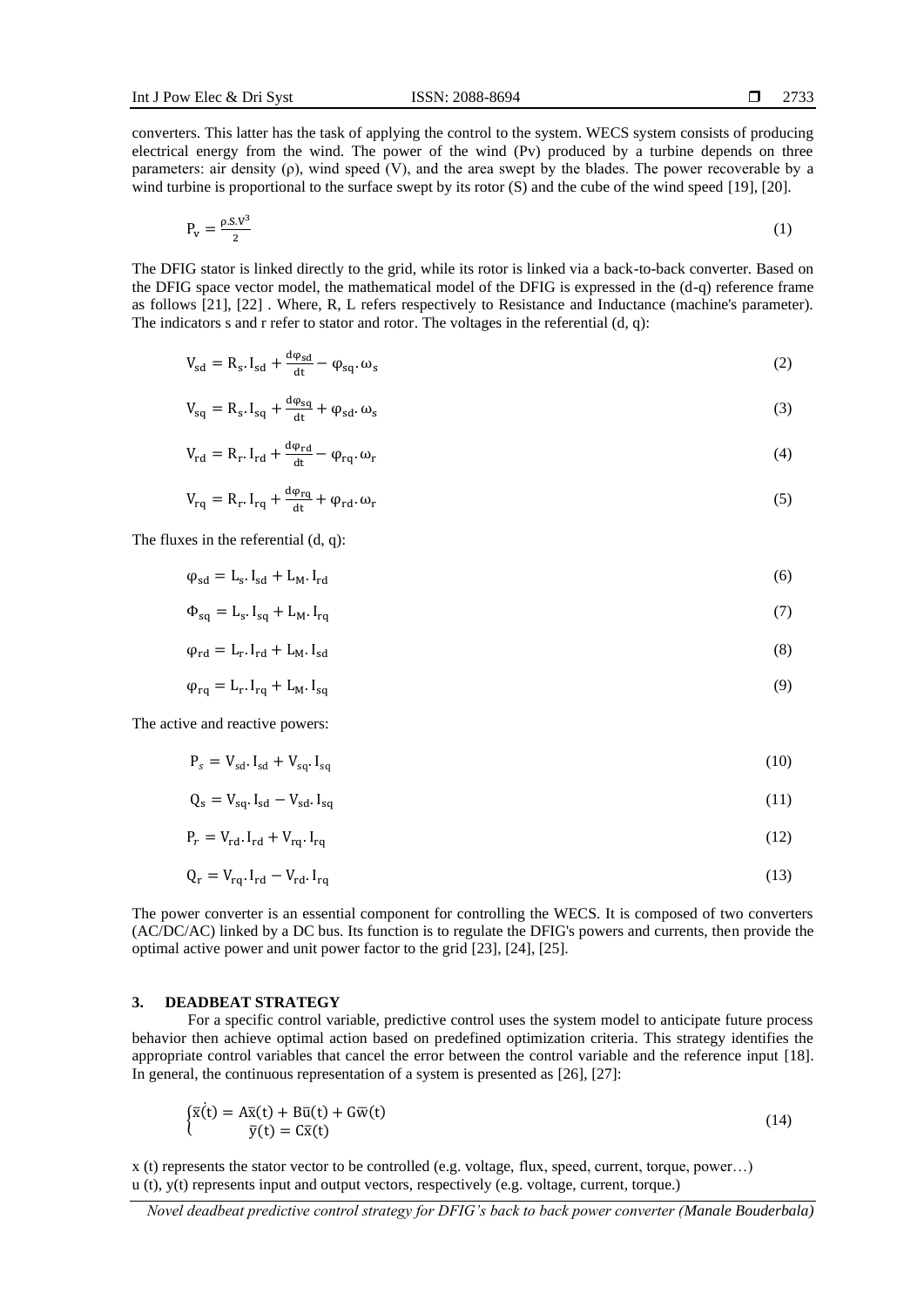converters. This latter has the task of applying the control to the system. WECS system consists of producing electrical energy from the wind. The power of the wind (Pv) produced by a turbine depends on three parameters: air density (ρ), wind speed (V), and the area swept by the blades. The power recoverable by a wind turbine is proportional to the surface swept by its rotor (S) and the cube of the wind speed [19], [20].

$$P_v = \frac{\rho . S . V^3}{2} \tag{1}$$

The DFIG stator is linked directly to the grid, while its rotor is linked via a back-to-back converter. Based on the DFIG space vector model, the mathematical model of the DFIG is expressed in the (d-q) reference frame as follows [21], [22] . Where, R, L refers respectively to Resistance and Inductance (machine's parameter). The indicators s and r refer to stator and rotor. The voltages in the referential (d, q):

$$V_{sd} = R_s . I_{sd} + \frac{d\varphi_{sd}}{dt} - \varphi_{sq} . \omega_s \tag{2}$$

$$V_{sq} = R_s . I_{sq} + \frac{d\varphi_{sq}}{dt} + \varphi_{sd} . \omega_s \tag{3}$$

$$V_{rd} = R_r . I_{rd} + \frac{d\varphi_{rd}}{dt} - \varphi_{rq} . \omega_r \tag{4}$$

$$V_{rq} = R_r . I_{rq} + \frac{d\varphi_{rq}}{dt} + \varphi_{rd} . \omega_r \tag{5}$$

The fluxes in the referential (d, q):

$$\varphi_{sd} = L_s . I_{sd} + L_M . I_{rd} \tag{6}$$

$$\Phi_{sq} = L_s . I_{sq} + L_M . I_{rq} \tag{7}$$

$$\varphi_{rd} = L_r . I_{rd} + L_M . I_{sd} \tag{8}$$

$$\varphi_{rq} = L_r . I_{rq} + L_M . I_{sq} \tag{9}$$

The active and reactive powers:

$$P_s = V_{sd} . I_{sd} + V_{sq} . I_{sq} \tag{10}$$

$$Q_s = V_{sq} . I_{sd} - V_{sd} . I_{sq} \tag{11}$$

$$P_r = V_{rd} . I_{rd} + V_{rq} . I_{rq} \tag{12}$$

$$Q_r = V_{rq} . I_{rd} - V_{rd} . I_{rq} \tag{13}$$

The power converter is an essential component for controlling the WECS. It is composed of two converters (AC/DC/AC) linked by a DC bus. Its function is to regulate the DFIG's powers and currents, then provide the optimal active power and unit power factor to the grid [23], [24], [25].

## 3. DEADBEAT STRATEGY

For a specific control variable, predictive control uses the system model to anticipate future process behavior then achieve optimal action based on predefined optimization criteria. This strategy identifies the appropriate control variables that cancel the error between the control variable and the reference input [18]. In general, the continuous representation of a system is presented as [26], [27]:

$$\begin{cases} \dot{\bar{x}}(t) = A\bar{x}(t) + B\bar{u}(t) + G\bar{w}(t) \\ \bar{y}(t) = C\bar{x}(t) \end{cases} \tag{14}$$

x (t) represents the stator vector to be controlled (e.g. voltage, flux, speed, current, torque, power…)
u (t), y(t) represents input and output vectors, respectively (e.g. voltage, current, torque.)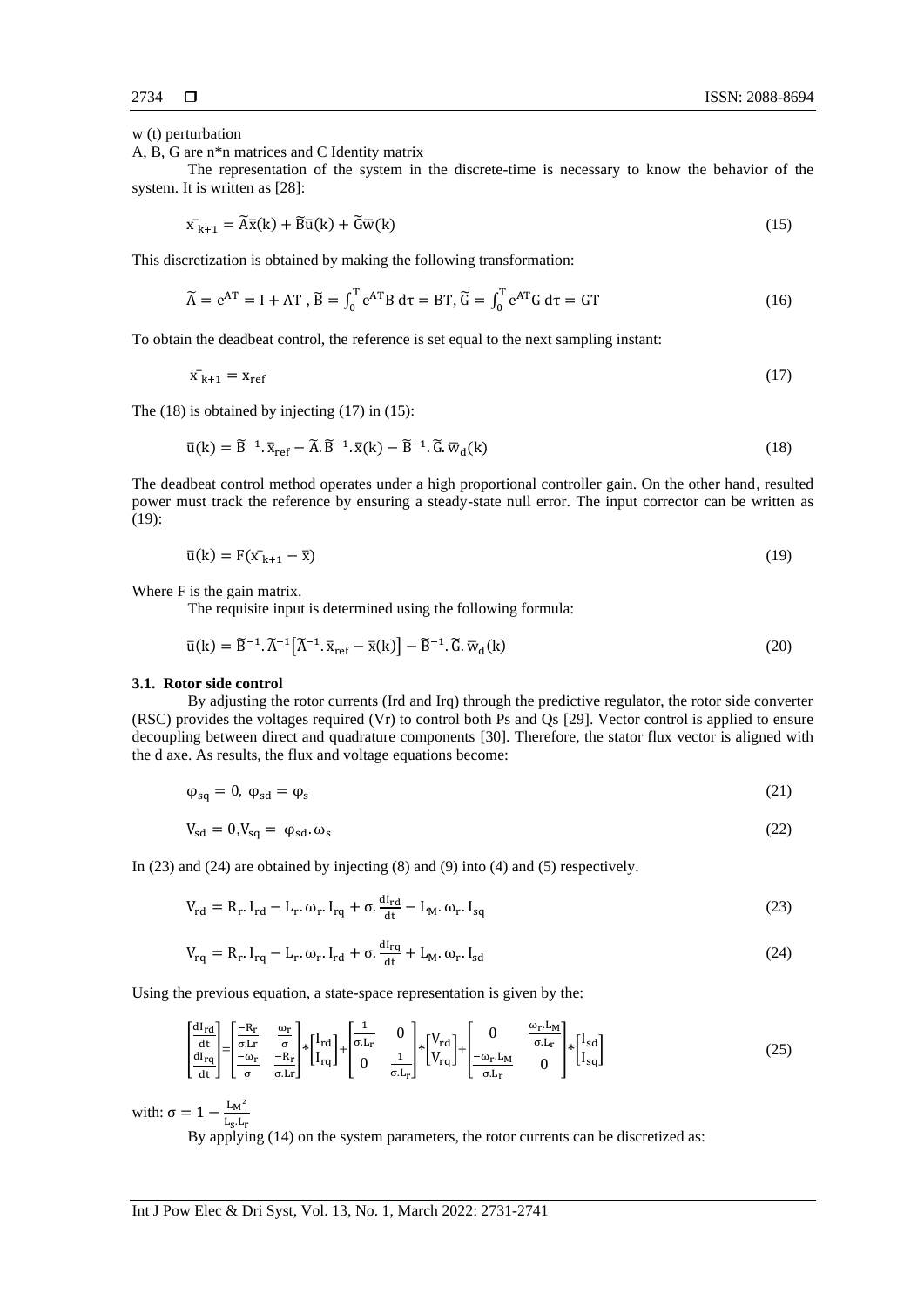w (t) perturbation

A, B, G are n*n matrices and C Identity matrix

The representation of the system in the discrete-time is necessary to know the behavior of the system. It is written as [28]:

$$\bar{x}_{k+1} = \widetilde{A}\bar{x}(k) + \widetilde{B}\bar{u}(k) + \widetilde{G}\bar{w}(k) \tag{15}$$

This discretization is obtained by making the following transformation:

$$\widetilde{A} = e^{AT} = I + AT\ ,\ \widetilde{B} = \int_0^T e^{AT}B\ d\tau = BT,\ \widetilde{G} = \int_0^T e^{AT}G\ d\tau = GT \tag{16}$$

To obtain the deadbeat control, the reference is set equal to the next sampling instant:

$$\bar{x}_{k+1} = x_{ref} \tag{17}$$

The (18) is obtained by injecting (17) in (15):

$$\bar{u}(k) = \widetilde{B}^{-1}.\bar{x}_{ref} - \widetilde{A}.\widetilde{B}^{-1}.\bar{x}(k) - \widetilde{B}^{-1}.\widetilde{G}.\bar{w}_d(k) \tag{18}$$

The deadbeat control method operates under a high proportional controller gain. On the other hand, resulted power must track the reference by ensuring a steady-state null error. The input corrector can be written as (19):

$$\bar{u}(k) = F(\bar{x}_{k+1} - \bar{x}) \tag{19}$$

Where F is the gain matrix.

The requisite input is determined using the following formula:

$$\bar{u}(k) = \widetilde{B}^{-1}.\widetilde{A}^{-1}\left[\widetilde{A}^{-1}.\bar{x}_{ref} - \bar{x}(k)\right] - \widetilde{B}^{-1}.\widetilde{G}.\bar{w}_d(k) \tag{20}$$

### 3.1. Rotor side control

By adjusting the rotor currents (Ird and Irq) through the predictive regulator, the rotor side converter (RSC) provides the voltages required (Vr) to control both Ps and Qs [29]. Vector control is applied to ensure decoupling between direct and quadrature components [30]. Therefore, the stator flux vector is aligned with the d axe. As results, the flux and voltage equations become:

$$\varphi_{sq} = 0,\ \varphi_{sd} = \varphi_s \tag{21}$$

$$V_{sd} = 0, V_{sq} = \varphi_{sd}.\omega_s \tag{22}$$

In (23) and (24) are obtained by injecting (8) and (9) into (4) and (5) respectively.

$$V_{rd} = R_r.I_{rd} - L_r.\omega_r.I_{rq} + \sigma.\frac{dI_{rd}}{dt} - L_M.\omega_r.I_{sq} \tag{23}$$

$$V_{rq} = R_r.I_{rq} - L_r.\omega_r.I_{rd} + \sigma.\frac{dI_{rq}}{dt} + L_M.\omega_r.I_{sd} \tag{24}$$

Using the previous equation, a state-space representation is given by the:

$$\begin{bmatrix} \frac{dI_{rd}}{dt} \\ \frac{dI_{rq}}{dt} \end{bmatrix} = \begin{bmatrix} \frac{-R_r}{\sigma.L_r} & \frac{\omega_r}{\sigma} \\ \frac{-\omega_r}{\sigma} & \frac{-R_r}{\sigma.L_r} \end{bmatrix} * \begin{bmatrix} I_{rd} \\ I_{rq} \end{bmatrix} + \begin{bmatrix} \frac{1}{\sigma.L_r} & 0 \\ 0 & \frac{1}{\sigma.L_r} \end{bmatrix} * \begin{bmatrix} V_{rd} \\ V_{rq} \end{bmatrix} + \begin{bmatrix} 0 & \frac{\omega_r.L_M}{\sigma.L_r} \\ \frac{-\omega_r.L_M}{\sigma.L_r} & 0 \end{bmatrix} * \begin{bmatrix} I_{sd} \\ I_{sq} \end{bmatrix} \tag{25}$$

with: $\sigma = 1 - \frac{L_M{}^2}{L_s.L_r}$

By applying (14) on the system parameters, the rotor currents can be discretized as: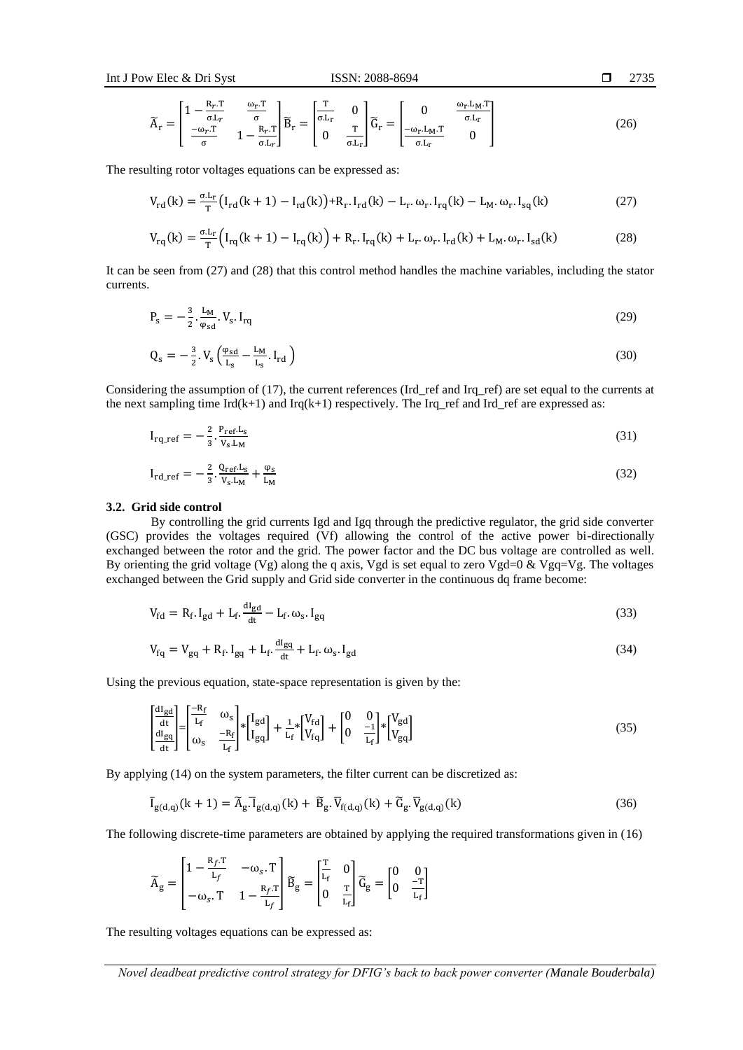$$\widetilde{A}_r = \begin{bmatrix} 1-\frac{R_r.T}{\sigma.L_r} & \frac{\omega_r.T}{\sigma} \\ \frac{-\omega_r.T}{\sigma} & 1-\frac{R_r.T}{\sigma.L_r} \end{bmatrix} \widetilde{B}_r = \begin{bmatrix} \frac{T}{\sigma.L_r} & 0 \\ 0 & \frac{T}{\sigma.L_r} \end{bmatrix} \widetilde{G}_r = \begin{bmatrix} 0 & \frac{\omega_r.L_M.T}{\sigma.L_r} \\ \frac{-\omega_r.L_M.T}{\sigma.L_r} & 0 \end{bmatrix} \tag{26}$$

The resulting rotor voltages equations can be expressed as:

$$V_{rd}(k) = \frac{\sigma.L_r}{T}\left(I_{rd}(k+1) - I_{rd}(k)\right) + R_r.I_{rd}(k) - L_r.\omega_r.I_{rq}(k) - L_M.\omega_r.I_{sq}(k) \tag{27}$$

$$V_{rq}(k) = \frac{\sigma.L_r}{T}\left(I_{rq}(k+1) - I_{rq}(k)\right) + R_r.I_{rq}(k) + L_r.\omega_r.I_{rd}(k) + L_M.\omega_r.I_{sd}(k) \tag{28}$$

It can be seen from (27) and (28) that this control method handles the machine variables, including the stator currents.

$$P_s = -\frac{3}{2}.\frac{L_M}{\varphi_{sd}}.V_s.I_{rq} \tag{29}$$

$$Q_s = -\frac{3}{2}.V_s\left(\frac{\varphi_{sd}}{L_s} - \frac{L_M}{L_s}.I_{rd}\right) \tag{30}$$

Considering the assumption of (17), the current references (Ird_ref and Irq_ref) are set equal to the currents at the next sampling time Ird(k+1) and Irq(k+1) respectively. The Irq_ref and Ird_ref are expressed as:

$$I_{rq\_ref} = -\frac{2}{3}.\frac{P_{ref}.L_s}{V_s.L_M} \tag{31}$$

$$I_{rd\_ref} = -\frac{2}{3}.\frac{Q_{ref}.L_s}{V_s.L_M} + \frac{\varphi_s}{L_M} \tag{32}$$

### 3.2. Grid side control

By controlling the grid currents Igd and Igq through the predictive regulator, the grid side converter (GSC) provides the voltages required (Vf) allowing the control of the active power bi-directionally exchanged between the rotor and the grid. The power factor and the DC bus voltage are controlled as well. By orienting the grid voltage (Vg) along the q axis, Vgd is set equal to zero Vgd=0 & Vgq=Vg. The voltages exchanged between the Grid supply and Grid side converter in the continuous dq frame become:

$$V_{fd} = R_f.I_{gd} + L_f.\frac{dI_{gd}}{dt} - L_f.\omega_s.I_{gq} \tag{33}$$

$$V_{fq} = V_{gq} + R_f.I_{gq} + L_f.\frac{dI_{gq}}{dt} + L_f.\omega_s.I_{gd} \tag{34}$$

Using the previous equation, state-space representation is given by the:

$$\begin{bmatrix} \frac{dI_{gd}}{dt} \\ \frac{dI_{gq}}{dt} \end{bmatrix} = \begin{bmatrix} \frac{-R_f}{L_f} & \omega_s \\ \omega_s & \frac{-R_f}{L_f} \end{bmatrix} * \begin{bmatrix} I_{gd} \\ I_{gq} \end{bmatrix} + \frac{1}{L_f} * \begin{bmatrix} V_{fd} \\ V_{fq} \end{bmatrix} + \begin{bmatrix} 0 & 0 \\ 0 & \frac{-1}{L_f} \end{bmatrix} * \begin{bmatrix} V_{gd} \\ V_{gq} \end{bmatrix} \tag{35}$$

By applying (14) on the system parameters, the filter current can be discretized as:

$$\overline{I}_{g(d,q)}(k+1) = \widetilde{A}_g.\overline{I}_{g(d,q)}(k) + \widetilde{B}_g.\overline{V}_{f(d,q)}(k) + \widetilde{G}_g.\overline{V}_{g(d,q)}(k) \tag{36}$$

The following discrete-time parameters are obtained by applying the required transformations given in (16)

$$\widetilde{A}_g = \begin{bmatrix} 1-\frac{R_f.T}{L_f} & -\omega_s.T \\ -\omega_s.T & 1-\frac{R_f.T}{L_f} \end{bmatrix} \widetilde{B}_g = \begin{bmatrix} \frac{T}{L_f} & 0 \\ 0 & \frac{T}{L_f} \end{bmatrix} \widetilde{G}_g = \begin{bmatrix} 0 & 0 \\ 0 & \frac{-T}{L_f} \end{bmatrix}$$

The resulting voltages equations can be expressed as: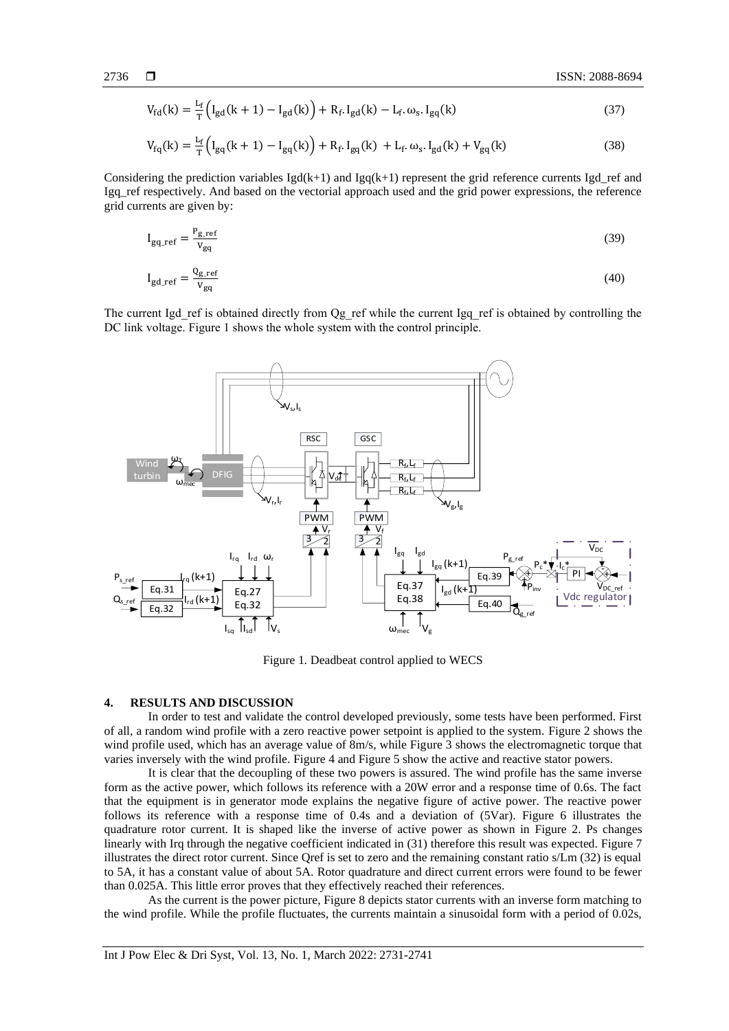$$V_{fd}(k) = \frac{L_f}{T}\left(I_{gd}(k+1) - I_{gd}(k)\right) + R_f.I_{gd}(k) - L_f.\omega_s.I_{gq}(k) \tag{37}$$

$$V_{fq}(k) = \frac{L_f}{T}\left(I_{gq}(k+1) - I_{gq}(k)\right) + R_f.I_{gq}(k) + L_f.\omega_s.I_{gd}(k) + V_{gq}(k) \tag{38}$$

Considering the prediction variables Igd(k+1) and Igq(k+1) represent the grid reference currents Igd_ref and Igq_ref respectively. And based on the vectorial approach used and the grid power expressions, the reference grid currents are given by:

$$I_{gq\_ref} = \frac{P_{g\_ref}}{V_{gq}} \tag{39}$$

$$I_{gd\_ref} = \frac{Q_{g\_ref}}{V_{gq}} \tag{40}$$

The current Igd_ref is obtained directly from Qg_ref while the current Igq_ref is obtained by controlling the DC link voltage. Figure 1 shows the whole system with the control principle.

Figure 1. Deadbeat control applied to WECS

## 4. RESULTS AND DISCUSSION

In order to test and validate the control developed previously, some tests have been performed. First of all, a random wind profile with a zero reactive power setpoint is applied to the system. Figure 2 shows the wind profile used, which has an average value of 8m/s, while Figure 3 shows the electromagnetic torque that varies inversely with the wind profile. Figure 4 and Figure 5 show the active and reactive stator powers.

It is clear that the decoupling of these two powers is assured. The wind profile has the same inverse form as the active power, which follows its reference with a 20W error and a response time of 0.6s. The fact that the equipment is in generator mode explains the negative figure of active power. The reactive power follows its reference with a response time of 0.4s and a deviation of (5Var). Figure 6 illustrates the quadrature rotor current. It is shaped like the inverse of active power as shown in Figure 2. Ps changes linearly with Irq through the negative coefficient indicated in (31) therefore this result was expected. Figure 7 illustrates the direct rotor current. Since Qref is set to zero and the remaining constant ratio s/Lm (32) is equal to 5A, it has a constant value of about 5A. Rotor quadrature and direct current errors were found to be fewer than 0.025A. This little error proves that they effectively reached their references.

As the current is the power picture, Figure 8 depicts stator currents with an inverse form matching to the wind profile. While the profile fluctuates, the currents maintain a sinusoidal form with a period of 0.02s,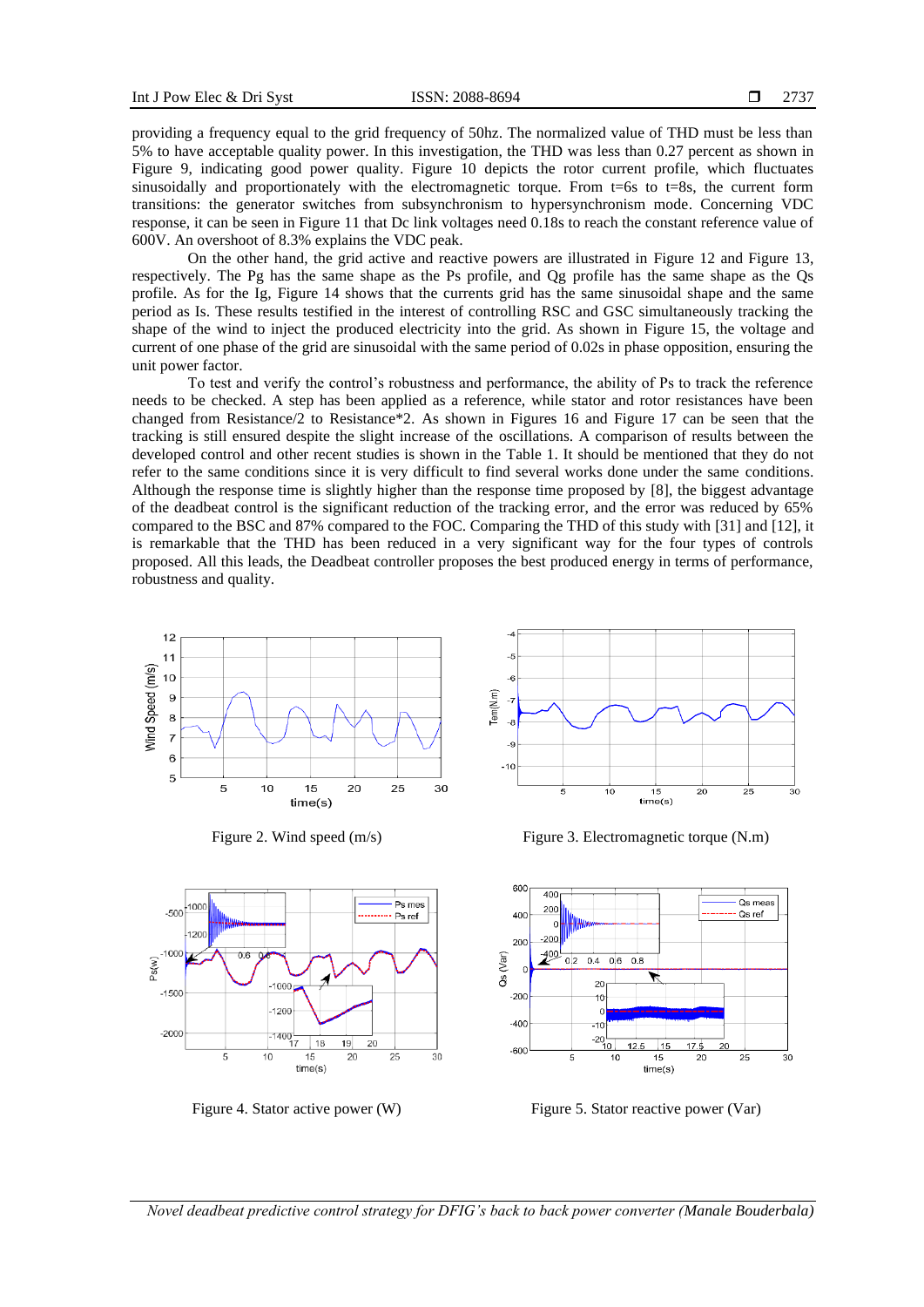providing a frequency equal to the grid frequency of 50hz. The normalized value of THD must be less than 5% to have acceptable quality power. In this investigation, the THD was less than 0.27 percent as shown in Figure 9, indicating good power quality. Figure 10 depicts the rotor current profile, which fluctuates sinusoidally and proportionately with the electromagnetic torque. From t=6s to t=8s, the current form transitions: the generator switches from subsynchronism to hypersynchronism mode. Concerning VDC response, it can be seen in Figure 11 that Dc link voltages need 0.18s to reach the constant reference value of 600V. An overshoot of 8.3% explains the VDC peak.

On the other hand, the grid active and reactive powers are illustrated in Figure 12 and Figure 13, respectively. The Pg has the same shape as the Ps profile, and Qg profile has the same shape as the Qs profile. As for the Ig, Figure 14 shows that the currents grid has the same sinusoidal shape and the same period as Is. These results testified in the interest of controlling RSC and GSC simultaneously tracking the shape of the wind to inject the produced electricity into the grid. As shown in Figure 15, the voltage and current of one phase of the grid are sinusoidal with the same period of 0.02s in phase opposition, ensuring the unit power factor.

To test and verify the control's robustness and performance, the ability of Ps to track the reference needs to be checked. A step has been applied as a reference, while stator and rotor resistances have been changed from Resistance/2 to Resistance*2. As shown in Figures 16 and Figure 17 can be seen that the tracking is still ensured despite the slight increase of the oscillations. A comparison of results between the developed control and other recent studies is shown in the Table 1. It should be mentioned that they do not refer to the same conditions since it is very difficult to find several works done under the same conditions. Although the response time is slightly higher than the response time proposed by [8], the biggest advantage of the deadbeat control is the significant reduction of the tracking error, and the error was reduced by 65% compared to the BSC and 87% compared to the FOC. Comparing the THD of this study with [31] and [12], it is remarkable that the THD has been reduced in a very significant way for the four types of controls proposed. All this leads, the Deadbeat controller proposes the best produced energy in terms of performance, robustness and quality.

Figure 2. Wind speed (m/s)

Figure 3. Electromagnetic torque (N.m)

Figure 4. Stator active power (W)

Figure 5. Stator reactive power (Var)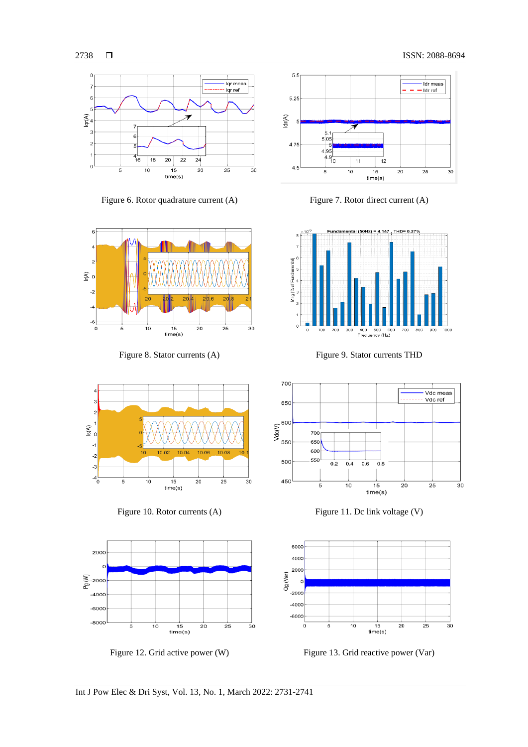Figure 6. Rotor quadrature current (A)

Figure 7. Rotor direct current (A)

Figure 8. Stator currents (A)

Figure 9. Stator currents THD

Figure 10. Rotor currents (A)

Figure 11. Dc link voltage (V)

Figure 12. Grid active power (W)

Figure 13. Grid reactive power (Var)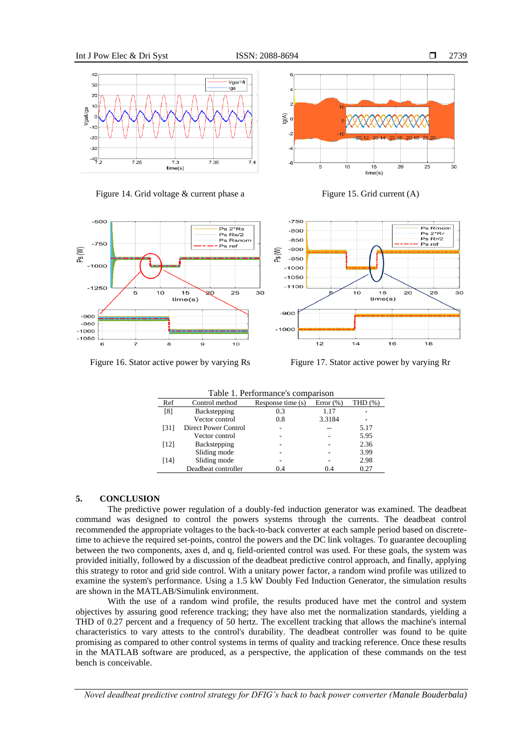Figure 14. Grid voltage & current phase a

Figure 15. Grid current (A)

Figure 16. Stator active power by varying Rs

Figure 17. Stator active power by varying Rr

Table 1. Performance's comparison

| Ref | Control method | Response time (s) | Error (%) | THD (%) |
|---|---|---|---|---|
| [8] | Backstepping | 0.3 | 1.17 | - |
| | Vector control | 0.8 | 3.3184 | - |
| [31] | Direct Power Control | - | -- | 5.17 |
| | Vector control | - | - | 5.95 |
| [12] | Backstepping | - | - | 2.36 |
| | Sliding mode | - | - | 3.99 |
| [14] | Sliding mode | - | - | 2.98 |
| | Deadbeat controller | 0.4 | 0.4 | 0.27 |

## 5. CONCLUSION

The predictive power regulation of a doubly-fed induction generator was examined. The deadbeat command was designed to control the powers systems through the currents. The deadbeat control recommended the appropriate voltages to the back-to-back converter at each sample period based on discrete-time to achieve the required set-points, control the powers and the DC link voltages. To guarantee decoupling between the two components, axes d, and q, field-oriented control was used. For these goals, the system was provided initially, followed by a discussion of the deadbeat predictive control approach, and finally, applying this strategy to rotor and grid side control. With a unitary power factor, a random wind profile was utilized to examine the system's performance. Using a 1.5 kW Doubly Fed Induction Generator, the simulation results are shown in the MATLAB/Simulink environment.

With the use of a random wind profile, the results produced have met the control and system objectives by assuring good reference tracking; they have also met the normalization standards, yielding a THD of 0.27 percent and a frequency of 50 hertz. The excellent tracking that allows the machine's internal characteristics to vary attests to the control's durability. The deadbeat controller was found to be quite promising as compared to other control systems in terms of quality and tracking reference. Once these results in the MATLAB software are produced, as a perspective, the application of these commands on the test bench is conceivable.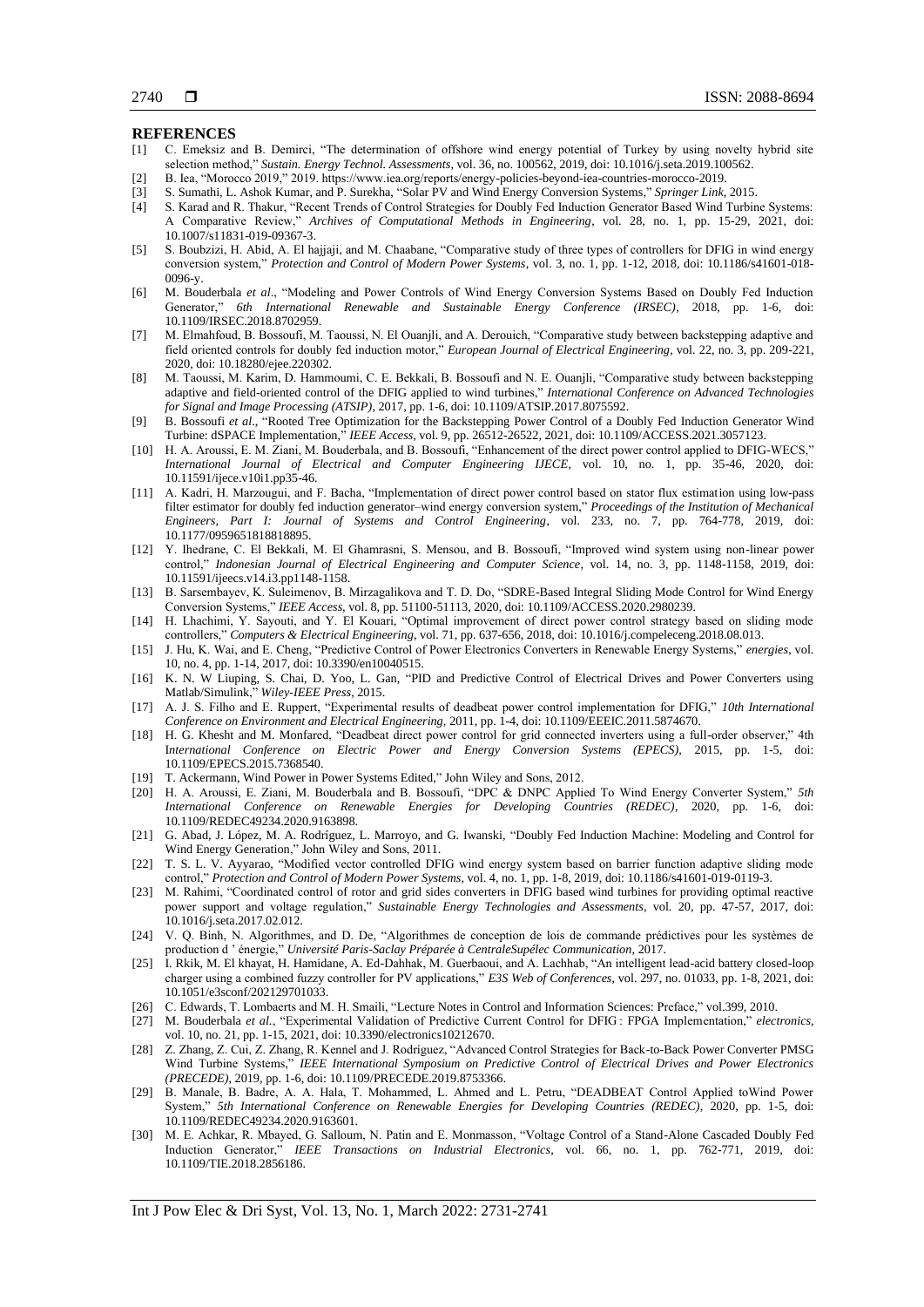## REFERENCES

[1] C. Emeksiz and B. Demirci, "The determination of offshore wind energy potential of Turkey by using novelty hybrid site selection method," *Sustain. Energy Technol. Assessments*, vol. 36, no. 100562, 2019, doi: 10.1016/j.seta.2019.100562.

[2] B. Iea, "Morocco 2019," 2019. https://www.iea.org/reports/energy-policies-beyond-iea-countries-morocco-2019.

[3] S. Sumathi, L. Ashok Kumar, and P. Surekha, "Solar PV and Wind Energy Conversion Systems," *Springer Link*, 2015.

[4] S. Karad and R. Thakur, "Recent Trends of Control Strategies for Doubly Fed Induction Generator Based Wind Turbine Systems: A Comparative Review," *Archives of Computational Methods in Engineering*, vol. 28, no. 1, pp. 15-29, 2021, doi: 10.1007/s11831-019-09367-3.

[5] S. Boubzizi, H. Abid, A. El hajjaji, and M. Chaabane, "Comparative study of three types of controllers for DFIG in wind energy conversion system," *Protection and Control of Modern Power Systems*, vol. 3, no. 1, pp. 1-12, 2018, doi: 10.1186/s41601-018-0096-y.

[6] M. Bouderbala *et al*., "Modeling and Power Controls of Wind Energy Conversion Systems Based on Doubly Fed Induction Generator," *6th International Renewable and Sustainable Energy Conference (IRSEC)*, 2018, pp. 1-6, doi: 10.1109/IRSEC.2018.8702959.

[7] M. Elmahfoud, B. Bossoufi, M. Taoussi, N. El Ouanjli, and A. Derouich, "Comparative study between backstepping adaptive and field oriented controls for doubly fed induction motor," *European Journal of Electrical Engineering*, vol. 22, no. 3, pp. 209-221, 2020, doi: 10.18280/ejee.220302.

[8] M. Taoussi, M. Karim, D. Hammoumi, C. E. Bekkali, B. Bossoufi and N. E. Ouanjli, "Comparative study between backstepping adaptive and field-oriented control of the DFIG applied to wind turbines," *International Conference on Advanced Technologies for Signal and Image Processing (ATSIP)*, 2017, pp. 1-6, doi: 10.1109/ATSIP.2017.8075592.

[9] B. Bossoufi *et al*., "Rooted Tree Optimization for the Backstepping Power Control of a Doubly Fed Induction Generator Wind Turbine: dSPACE Implementation," *IEEE Access*, vol. 9, pp. 26512-26522, 2021, doi: 10.1109/ACCESS.2021.3057123.

[10] H. A. Aroussi, E. M. Ziani, M. Bouderbala, and B. Bossoufi, "Enhancement of the direct power control applied to DFIG-WECS," *International Journal of Electrical and Computer Engineering IJECE*, vol. 10, no. 1, pp. 35-46, 2020, doi: 10.11591/ijece.v10i1.pp35-46.

[11] A. Kadri, H. Marzougui, and F. Bacha, "Implementation of direct power control based on stator flux estimation using low-pass filter estimator for doubly fed induction generator–wind energy conversion system," *Proceedings of the Institution of Mechanical Engineers, Part I: Journal of Systems and Control Engineering*, vol. 233, no. 7, pp. 764-778, 2019, doi: 10.1177/0959651818818895.

[12] Y. Ihedrane, C. El Bekkali, M. El Ghamrasni, S. Mensou, and B. Bossoufi, "Improved wind system using non-linear power control," *Indonesian Journal of Electrical Engineering and Computer Science*, vol. 14, no. 3, pp. 1148-1158, 2019, doi: 10.11591/ijeecs.v14.i3.pp1148-1158.

[13] B. Sarsembayev, K. Suleimenov, B. Mirzagalikova and T. D. Do, "SDRE-Based Integral Sliding Mode Control for Wind Energy Conversion Systems," *IEEE Access*, vol. 8, pp. 51100-51113, 2020, doi: 10.1109/ACCESS.2020.2980239.

[14] H. Lhachimi, Y. Sayouti, and Y. El Kouari, "Optimal improvement of direct power control strategy based on sliding mode controllers," *Computers & Electrical Engineering*, vol. 71, pp. 637-656, 2018, doi: 10.1016/j.compeleceng.2018.08.013.

[15] J. Hu, K. Wai, and E. Cheng, "Predictive Control of Power Electronics Converters in Renewable Energy Systems," *energies*, vol. 10, no. 4, pp. 1-14, 2017, doi: 10.3390/en10040515.

[16] K. N. W Liuping, S. Chai, D. Yoo, L. Gan, "PID and Predictive Control of Electrical Drives and Power Converters using Matlab/Simulink," *Wiley-IEEE Press*, 2015.

[17] A. J. S. Filho and E. Ruppert, "Experimental results of deadbeat power control implementation for DFIG," *10th International Conference on Environment and Electrical Engineering*, 2011, pp. 1-4, doi: 10.1109/EEEIC.2011.5874670.

[18] H. G. Khesht and M. Monfared, "Deadbeat direct power control for grid connected inverters using a full-order observer," 4th I*nternational Conference on Electric Power and Energy Conversion Systems (EPECS)*, 2015, pp. 1-5, doi: 10.1109/EPECS.2015.7368540.

[19] T. Ackermann, Wind Power in Power Systems Edited," John Wiley and Sons, 2012.

[20] H. A. Aroussi, E. Ziani, M. Bouderbala and B. Bossoufi, "DPC & DNPC Applied To Wind Energy Converter System," *5th International Conference on Renewable Energies for Developing Countries (REDEC)*, 2020, pp. 1-6, doi: 10.1109/REDEC49234.2020.9163898.

[21] G. Abad, J. López, M. A. Rodríguez, L. Marroyo, and G. Iwanski, "Doubly Fed Induction Machine: Modeling and Control for Wind Energy Generation," John Wiley and Sons, 2011.

[22] T. S. L. V. Ayyarao, "Modified vector controlled DFIG wind energy system based on barrier function adaptive sliding mode control," *Protection and Control of Modern Power Systems*, vol. 4, no. 1, pp. 1-8, 2019, doi: 10.1186/s41601-019-0119-3.

[23] M. Rahimi, "Coordinated control of rotor and grid sides converters in DFIG based wind turbines for providing optimal reactive power support and voltage regulation," *Sustainable Energy Technologies and Assessments*, vol. 20, pp. 47-57, 2017, doi: 10.1016/j.seta.2017.02.012.

[24] V. Q. Binh, N. Algorithmes, and D. De, "Algorithmes de conception de lois de commande prédictives pour les systèmes de production d ' énergie," *Université Paris-Saclay Préparée à CentraleSupélec Communication*, 2017.

[25] I. Rkik, M. El khayat, H. Hamidane, A. Ed-Dahhak, M. Guerbaoui, and A. Lachhab, "An intelligent lead-acid battery closed-loop charger using a combined fuzzy controller for PV applications," *E3S Web of Conferences*, vol. 297, no. 01033, pp. 1-8, 2021, doi: 10.1051/e3sconf/202129701033.

[26] C. Edwards, T. Lombaerts and M. H. Smaili, "Lecture Notes in Control and Information Sciences: Preface," vol.399, 2010.

[27] M. Bouderbala *et al.*, "Experimental Validation of Predictive Current Control for DFIG : FPGA Implementation," *electronics*, vol. 10, no. 21, pp. 1-15, 2021, doi: 10.3390/electronics10212670.

[28] Z. Zhang, Z. Cui, Z. Zhang, R. Kennel and J. Rodríguez, "Advanced Control Strategies for Back-to-Back Power Converter PMSG Wind Turbine Systems," *IEEE International Symposium on Predictive Control of Electrical Drives and Power Electronics (PRECEDE)*, 2019, pp. 1-6, doi: 10.1109/PRECEDE.2019.8753366.

[29] B. Manale, B. Badre, A. A. Hala, T. Mohammed, L. Ahmed and L. Petru, "DEADBEAT Control Applied toWind Power System," *5th International Conference on Renewable Energies for Developing Countries (REDEC)*, 2020, pp. 1-5, doi: 10.1109/REDEC49234.2020.9163601.

[30] M. E. Achkar, R. Mbayed, G. Salloum, N. Patin and E. Monmasson, "Voltage Control of a Stand-Alone Cascaded Doubly Fed Induction Generator," *IEEE Transactions on Industrial Electronics*, vol. 66, no. 1, pp. 762-771, 2019, doi: 10.1109/TIE.2018.2856186.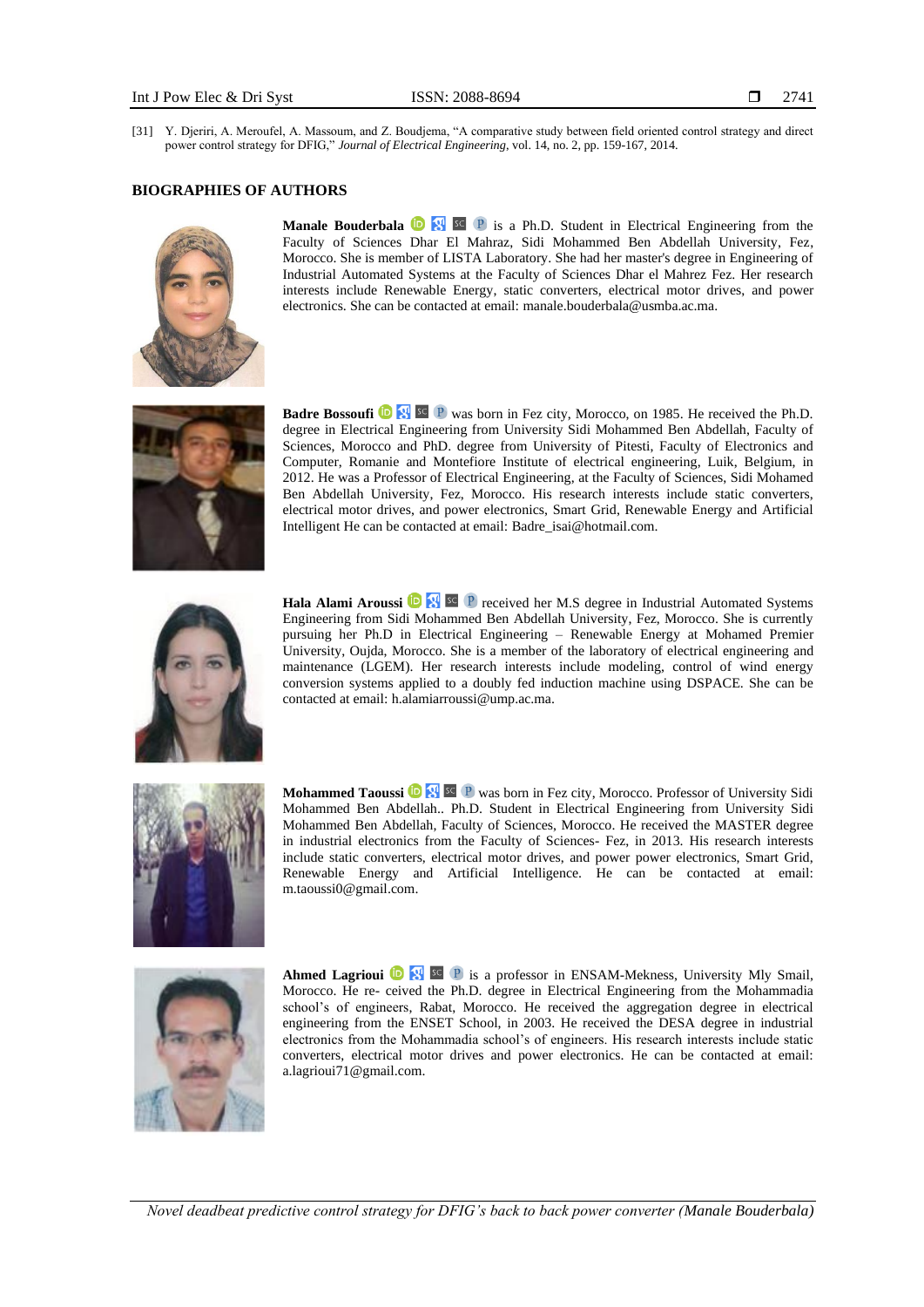[31] Y. Djeriri, A. Meroufel, A. Massoum, and Z. Boudjema, "A comparative study between field oriented control strategy and direct power control strategy for DFIG," *Journal of Electrical Engineering*, vol. 14, no. 2, pp. 159-167, 2014.

## BIOGRAPHIES OF AUTHORS

**Manale Bouderbala** is a Ph.D. Student in Electrical Engineering from the Faculty of Sciences Dhar El Mahraz, Sidi Mohammed Ben Abdellah University, Fez, Morocco. She is member of LISTA Laboratory. She had her master's degree in Engineering of Industrial Automated Systems at the Faculty of Sciences Dhar el Mahrez Fez. Her research interests include Renewable Energy, static converters, electrical motor drives, and power electronics. She can be contacted at email: manale.bouderbala@usmba.ac.ma.

**Badre Bossoufi** was born in Fez city, Morocco, on 1985. He received the Ph.D. degree in Electrical Engineering from University Sidi Mohammed Ben Abdellah, Faculty of Sciences, Morocco and PhD. degree from University of Pitesti, Faculty of Electronics and Computer, Romanie and Montefiore Institute of electrical engineering, Luik, Belgium, in 2012. He was a Professor of Electrical Engineering, at the Faculty of Sciences, Sidi Mohamed Ben Abdellah University, Fez, Morocco. His research interests include static converters, electrical motor drives, and power electronics, Smart Grid, Renewable Energy and Artificial Intelligent He can be contacted at email: Badre_isai@hotmail.com.

**Hala Alami Aroussi** received her M.S degree in Industrial Automated Systems Engineering from Sidi Mohammed Ben Abdellah University, Fez, Morocco. She is currently pursuing her Ph.D in Electrical Engineering – Renewable Energy at Mohamed Premier University, Oujda, Morocco. She is a member of the laboratory of electrical engineering and maintenance (LGEM). Her research interests include modeling, control of wind energy conversion systems applied to a doubly fed induction machine using DSPACE. She can be contacted at email: h.alamiarroussi@ump.ac.ma.

**Mohammed Taoussi** was born in Fez city, Morocco. Professor of University Sidi Mohammed Ben Abdellah.. Ph.D. Student in Electrical Engineering from University Sidi Mohammed Ben Abdellah, Faculty of Sciences, Morocco. He received the MASTER degree in industrial electronics from the Faculty of Sciences- Fez, in 2013. His research interests include static converters, electrical motor drives, and power power electronics, Smart Grid, Renewable Energy and Artificial Intelligence. He can be contacted at email: m.taoussi0@gmail.com.

**Ahmed Lagrioui** is a professor in ENSAM-Mekness, University Mly Smail, Morocco. He re- ceived the Ph.D. degree in Electrical Engineering from the Mohammadia school's of engineers, Rabat, Morocco. He received the aggregation degree in electrical engineering from the ENSET School, in 2003. He received the DESA degree in industrial electronics from the Mohammadia school's of engineers. His research interests include static converters, electrical motor drives and power electronics. He can be contacted at email: a.lagrioui71@gmail.com.